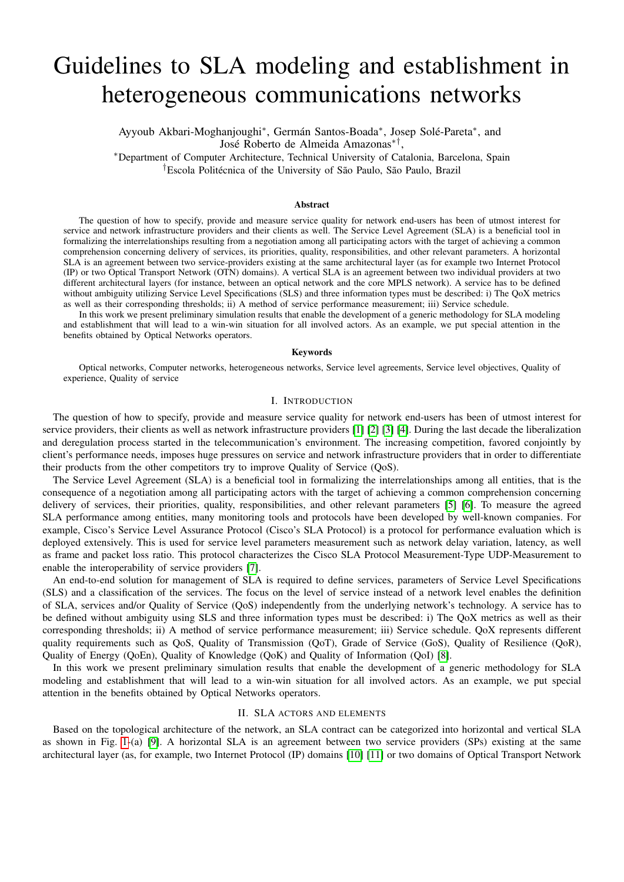# Guidelines to SLA modeling and establishment in heterogeneous communications networks

Ayyoub Akbari-Moghanjoughi[*], Germán Santos-Boada[*], Josep Solé-Pareta[*], and José Roberto de Almeida Amazonas[*†],

[*]Department of Computer Architecture, Technical University of Catalonia, Barcelona, Spain

[†]Escola Politécnica of the University of São Paulo, São Paulo, Brazil

**Abstract**

The question of how to specify, provide and measure service quality for network end-users has been of utmost interest for service and network infrastructure providers and their clients as well. The Service Level Agreement (SLA) is a beneficial tool in formalizing the interrelationships resulting from a negotiation among all participating actors with the target of achieving a common comprehension concerning delivery of services, its priorities, quality, responsibilities, and other relevant parameters. A horizontal SLA is an agreement between two service-providers existing at the same architectural layer (as for example two Internet Protocol (IP) or two Optical Transport Network (OTN) domains). A vertical SLA is an agreement between two individual providers at two different architectural layers (for instance, between an optical network and the core MPLS network). A service has to be defined without ambiguity utilizing Service Level Specifications (SLS) and three information types must be described: i) The QoX metrics as well as their corresponding thresholds; ii) A method of service performance measurement; iii) Service schedule.

In this work we present preliminary simulation results that enable the development of a generic methodology for SLA modeling and establishment that will lead to a win-win situation for all involved actors. As an example, we put special attention in the benefits obtained by Optical Networks operators.

**Keywords**

Optical networks, Computer networks, heterogeneous networks, Service level agreements, Service level objectives, Quality of experience, Quality of service

## I. Introduction

The question of how to specify, provide and measure service quality for network end-users has been of utmost interest for service providers, their clients as well as network infrastructure providers [1] [2] [3] [4]. During the last decade the liberalization and deregulation process started in the telecommunication's environment. The increasing competition, favored conjointly by client's performance needs, imposes huge pressures on service and network infrastructure providers that in order to differentiate their products from the other competitors try to improve Quality of Service (QoS).

The Service Level Agreement (SLA) is a beneficial tool in formalizing the interrelationships among all entities, that is the consequence of a negotiation among all participating actors with the target of achieving a common comprehension concerning delivery of services, their priorities, quality, responsibilities, and other relevant parameters [5] [6]. To measure the agreed SLA performance among entities, many monitoring tools and protocols have been developed by well-known companies. For example, Cisco's Service Level Assurance Protocol (Cisco's SLA Protocol) is a protocol for performance evaluation which is deployed extensively. This is used for service level parameters measurement such as network delay variation, latency, as well as frame and packet loss ratio. This protocol characterizes the Cisco SLA Protocol Measurement-Type UDP-Measurement to enable the interoperability of service providers [7].

An end-to-end solution for management of SLA is required to define services, parameters of Service Level Specifications (SLS) and a classification of the services. The focus on the level of service instead of a network level enables the definition of SLA, services and/or Quality of Service (QoS) independently from the underlying network's technology. A service has to be defined without ambiguity using SLS and three information types must be described: i) The QoX metrics as well as their corresponding thresholds; ii) A method of service performance measurement; iii) Service schedule. QoX represents different quality requirements such as QoS, Quality of Transmission (QoT), Grade of Service (GoS), Quality of Resilience (QoR), Quality of Energy (QoEn), Quality of Knowledge (QoK) and Quality of Information (QoI) [8].

In this work we present preliminary simulation results that enable the development of a generic methodology for SLA modeling and establishment that will lead to a win-win situation for all involved actors. As an example, we put special attention in the benefits obtained by Optical Networks operators.

## II. SLA actors and elements

Based on the topological architecture of the network, an SLA contract can be categorized into horizontal and vertical SLA as shown in Fig. 1-(a) [9]. A horizontal SLA is an agreement between two service providers (SPs) existing at the same architectural layer (as, for example, two Internet Protocol (IP) domains [10] [11] or two domains of Optical Transport Network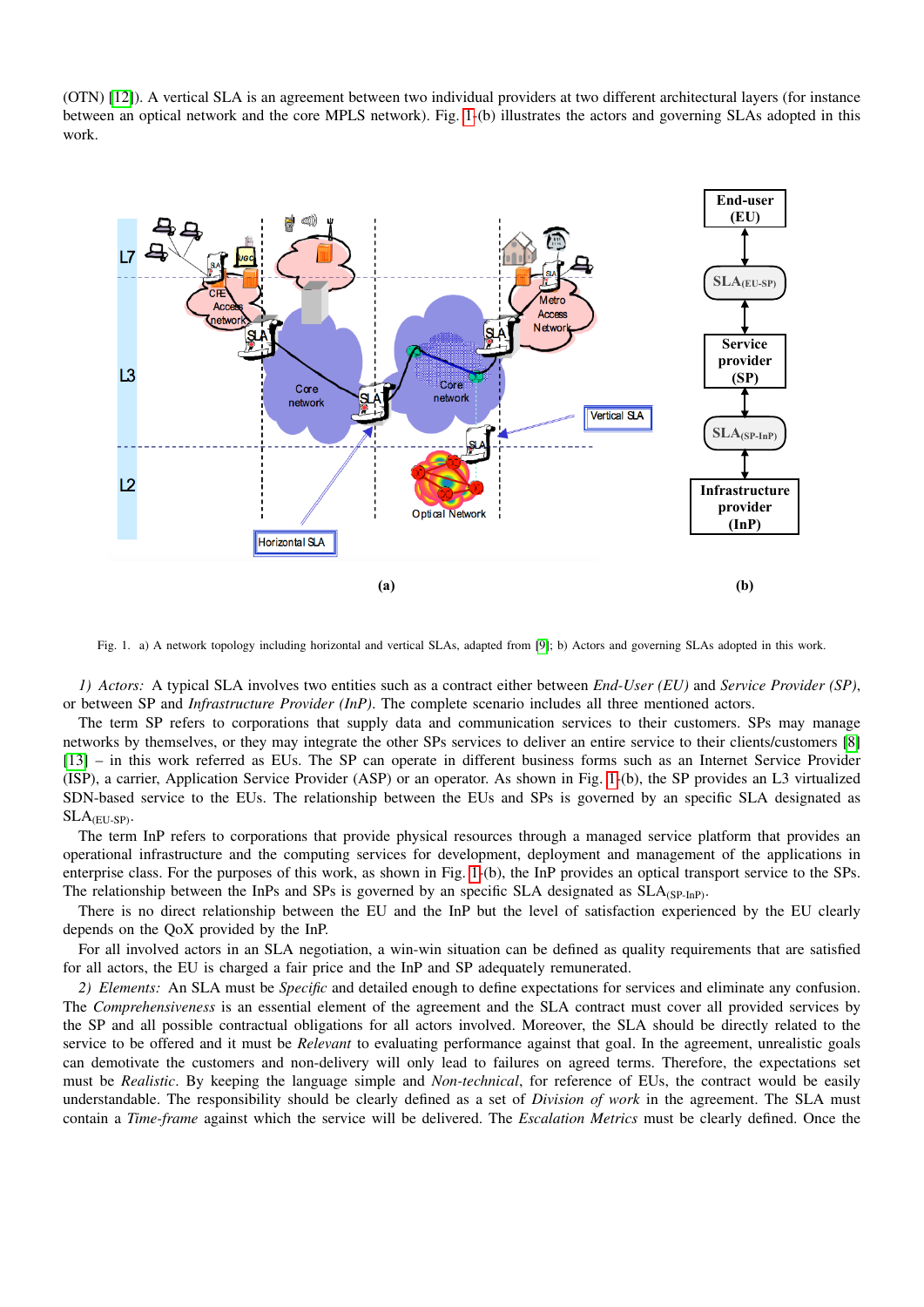(OTN) [12]). A vertical SLA is an agreement between two individual providers at two different architectural layers (for instance between an optical network and the core MPLS network). Fig. 1-(b) illustrates the actors and governing SLAs adopted in this work.

Fig. 1. a) A network topology including horizontal and vertical SLAs, adapted from [9]; b) Actors and governing SLAs adopted in this work.

*1) Actors:* A typical SLA involves two entities such as a contract either between *End-User (EU)* and *Service Provider (SP)*, or between SP and *Infrastructure Provider (InP)*. The complete scenario includes all three mentioned actors.

The term SP refers to corporations that supply data and communication services to their customers. SPs may manage networks by themselves, or they may integrate the other SPs services to deliver an entire service to their clients/customers [8] [13] – in this work referred as EUs. The SP can operate in different business forms such as an Internet Service Provider (ISP), a carrier, Application Service Provider (ASP) or an operator. As shown in Fig. 1-(b), the SP provides an L3 virtualized SDN-based service to the EUs. The relationship between the EUs and SPs is governed by an specific SLA designated as $\text{SLA}_{(\text{EU-SP})}$.

The term InP refers to corporations that provide physical resources through a managed service platform that provides an operational infrastructure and the computing services for development, deployment and management of the applications in enterprise class. For the purposes of this work, as shown in Fig. 1-(b), the InP provides an optical transport service to the SPs. The relationship between the InPs and SPs is governed by an specific SLA designated as $\text{SLA}_{(\text{SP-InP})}$.

There is no direct relationship between the EU and the InP but the level of satisfaction experienced by the EU clearly depends on the QoX provided by the InP.

For all involved actors in an SLA negotiation, a win-win situation can be defined as quality requirements that are satisfied for all actors, the EU is charged a fair price and the InP and SP adequately remunerated.

*2) Elements:* An SLA must be *Specific* and detailed enough to define expectations for services and eliminate any confusion. The *Comprehensiveness* is an essential element of the agreement and the SLA contract must cover all provided services by the SP and all possible contractual obligations for all actors involved. Moreover, the SLA should be directly related to the service to be offered and it must be *Relevant* to evaluating performance against that goal. In the agreement, unrealistic goals can demotivate the customers and non-delivery will only lead to failures on agreed terms. Therefore, the expectations set must be *Realistic*. By keeping the language simple and *Non-technical*, for reference of EUs, the contract would be easily understandable. The responsibility should be clearly defined as a set of *Division of work* in the agreement. The SLA must contain a *Time-frame* against which the service will be delivered. The *Escalation Metrics* must be clearly defined. Once the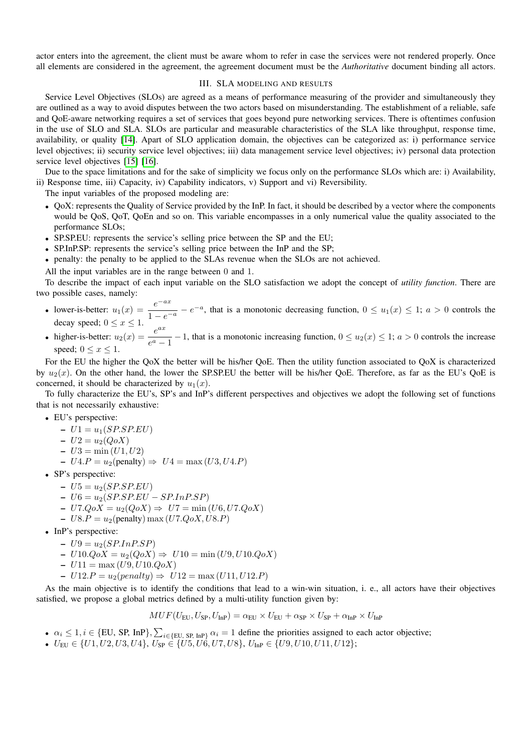actor enters into the agreement, the client must be aware whom to refer in case the services were not rendered properly. Once all elements are considered in the agreement, the agreement document must be the *Authoritative* document binding all actors.

## III. SLA MODELING AND RESULTS

Service Level Objectives (SLOs) are agreed as a means of performance measuring of the provider and simultaneously they are outlined as a way to avoid disputes between the two actors based on misunderstanding. The establishment of a reliable, safe and QoE-aware networking requires a set of services that goes beyond pure networking services. There is oftentimes confusion in the use of SLO and SLA. SLOs are particular and measurable characteristics of the SLA like throughput, response time, availability, or quality [14]. Apart of SLO application domain, the objectives can be categorized as: i) performance service level objectives; ii) security service level objectives; iii) data management service level objectives; iv) personal data protection service level objectives [15] [16].

Due to the space limitations and for the sake of simplicity we focus only on the performance SLOs which are: i) Availability, ii) Response time, iii) Capacity, iv) Capability indicators, v) Support and vi) Reversibility.

The input variables of the proposed modeling are:

- QoX: represents the Quality of Service provided by the InP. In fact, it should be described by a vector where the components would be QoS, QoT, QoEn and so on. This variable encompasses in a only numerical value the quality associated to the performance SLOs;
- SP.SP.EU: represents the service's selling price between the SP and the EU;
- SP.InP.SP: represents the service's selling price between the InP and the SP;
- penalty: the penalty to be applied to the SLAs revenue when the SLOs are not achieved.

All the input variables are in the range between 0 and 1.

To describe the impact of each input variable on the SLO satisfaction we adopt the concept of *utility function*. There are two possible cases, namely:

- lower-is-better: $u_1(x) = \dfrac{e^{-ax}}{1-e^{-a}} - e^{-a}$, that is a monotonic decreasing function, $0 \leq u_1(x) \leq 1$; $a > 0$ controls the decay speed; $0 \leq x \leq 1$.
- higher-is-better: $u_2(x) = \dfrac{e^{ax}}{e^{a}-1} - 1$, that is a monotonic increasing function, $0 \leq u_2(x) \leq 1$; $a > 0$ controls the increase speed; $0 \leq x \leq 1$.

For the EU the higher the QoX the better will be his/her QoE. Then the utility function associated to QoX is characterized by $u_2(x)$. On the other hand, the lower the SP.SP.EU the better will be his/her QoE. Therefore, as far as the EU's QoE is concerned, it should be characterized by $u_1(x)$.

To fully characterize the EU's, SP's and InP's different perspectives and objectives we adopt the following set of functions that is not necessarily exhaustive:

- EU's perspective:
  - $U1 = u_1(SP.SP.EU)$
  - $U2 = u_2(QoX)$
  - $U3 = \min(U1, U2)$
  - $U4.P = u_2(\text{penalty}) \Rightarrow U4 = \max(U3, U4.P)$
- SP's perspective:
  - $U5 = u_2(SP.SP.EU)$
  - $U6 = u_2(SP.SP.EU - SP.InP.SP)$
  - $U7.QoX = u_2(QoX) \Rightarrow U7 = \min(U6, U7.QoX)$
  - $U8.P = u_2(\text{penalty})\max(U7.QoX, U8.P)$
- InP's perspective:
  - $U9 = u_2(SP.InP.SP)$
  - $U10.QoX = u_2(QoX) \Rightarrow U10 = \min(U9, U10.QoX)$
  - $U11 = \max(U9, U10.QoX)$
  - $U12.P = u_2(penalty) \Rightarrow U12 = \max(U11, U12.P)$

As the main objective is to identify the conditions that lead to a win-win situation, i. e., all actors have their objectives satisfied, we propose a global metrics defined by a multi-utility function given by:

$$MUF(U_{\text{EU}}, U_{\text{SP}}, U_{\text{InP}}) = \alpha_{\text{EU}} \times U_{\text{EU}} + \alpha_{\text{SP}} \times U_{\text{SP}} + \alpha_{\text{InP}} \times U_{\text{InP}}$$

- $\alpha_i \leq 1, i \in \{\text{EU, SP, InP}\}, \sum_{i \in \{\text{EU, SP, InP}\}} \alpha_i = 1$ define the priorities assigned to each actor objective;
- $U_{\text{EU}} \in \{U1, U2, U3, U4\}$, $U_{\text{SP}} \in \{U5, U6, U7, U8\}$, $U_{\text{InP}} \in \{U9, U10, U11, U12\}$;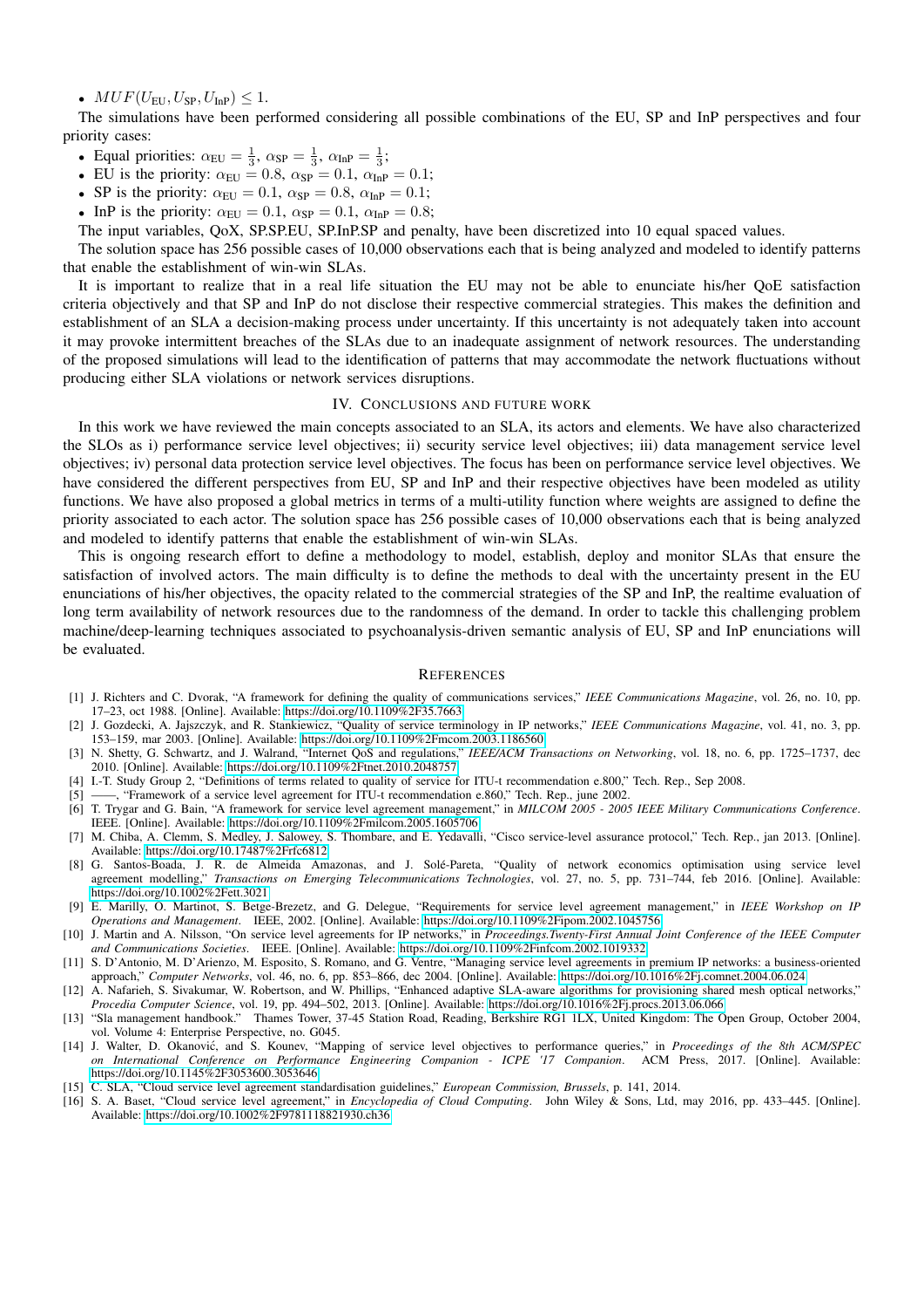- $MUF(U_{\text{EU}}, U_{\text{SP}}, U_{\text{InP}}) \leq 1$.

The simulations have been performed considering all possible combinations of the EU, SP and InP perspectives and four priority cases:

- Equal priorities: $\alpha_{\text{EU}} = \frac{1}{3}$, $\alpha_{\text{SP}} = \frac{1}{3}$, $\alpha_{\text{InP}} = \frac{1}{3}$;
- EU is the priority: $\alpha_{\text{EU}} = 0.8$, $\alpha_{\text{SP}} = 0.1$, $\alpha_{\text{InP}} = 0.1$;
- SP is the priority: $\alpha_{\text{EU}} = 0.1$, $\alpha_{\text{SP}} = 0.8$, $\alpha_{\text{InP}} = 0.1$;
- InP is the priority: $\alpha_{\text{EU}} = 0.1$, $\alpha_{\text{SP}} = 0.1$, $\alpha_{\text{InP}} = 0.8$;

The input variables, QoX, SP.SP.EU, SP.InP.SP and penalty, have been discretized into 10 equal spaced values.

The solution space has 256 possible cases of 10,000 observations each that is being analyzed and modeled to identify patterns that enable the establishment of win-win SLAs.

It is important to realize that in a real life situation the EU may not be able to enunciate his/her QoE satisfaction criteria objectively and that SP and InP do not disclose their respective commercial strategies. This makes the definition and establishment of an SLA a decision-making process under uncertainty. If this uncertainty is not adequately taken into account it may provoke intermittent breaches of the SLAs due to an inadequate assignment of network resources. The understanding of the proposed simulations will lead to the identification of patterns that may accommodate the network fluctuations without producing either SLA violations or network services disruptions.

## IV. Conclusions and Future Work

In this work we have reviewed the main concepts associated to an SLA, its actors and elements. We have also characterized the SLOs as i) performance service level objectives; ii) security service level objectives; iii) data management service level objectives; iv) personal data protection service level objectives. The focus has been on performance service level objectives. We have considered the different perspectives from EU, SP and InP and their respective objectives have been modeled as utility functions. We have also proposed a global metrics in terms of a multi-utility function where weights are assigned to define the priority associated to each actor. The solution space has 256 possible cases of 10,000 observations each that is being analyzed and modeled to identify patterns that enable the establishment of win-win SLAs.

This is ongoing research effort to define a methodology to model, establish, deploy and monitor SLAs that ensure the satisfaction of involved actors. The main difficulty is to define the methods to deal with the uncertainty present in the EU enunciations of his/her objectives, the opacity related to the commercial strategies of the SP and InP, the realtime evaluation of long term availability of network resources due to the randomness of the demand. In order to tackle this challenging problem machine/deep-learning techniques associated to psychoanalysis-driven semantic analysis of EU, SP and InP enunciations will be evaluated.

## References

[1] J. Richters and C. Dvorak, "A framework for defining the quality of communications services," *IEEE Communications Magazine*, vol. 26, no. 10, pp. 17–23, oct 1988. [Online]. Available: https://doi.org/10.1109%2F35.7663

[2] J. Gozdecki, A. Jajszczyk, and R. Stankiewicz, "Quality of service terminology in IP networks," *IEEE Communications Magazine*, vol. 41, no. 3, pp. 153–159, mar 2003. [Online]. Available: https://doi.org/10.1109%2Fmcom.2003.1186560

[3] N. Shetty, G. Schwartz, and J. Walrand, "Internet QoS and regulations," *IEEE/ACM Transactions on Networking*, vol. 18, no. 6, pp. 1725–1737, dec 2010. [Online]. Available: https://doi.org/10.1109%2Ftnet.2010.2048757

[4] I.-T. Study Group 2, "Definitions of terms related to quality of service for ITU-t recommendation e.800," Tech. Rep., Sep 2008.

[5] ——, "Framework of a service level agreement for ITU-t recommendation e.860," Tech. Rep., june 2002.

[6] T. Trygar and G. Bain, "A framework for service level agreement management," in *MILCOM 2005 - 2005 IEEE Military Communications Conference*. IEEE. [Online]. Available: https://doi.org/10.1109%2Fmilcom.2005.1605706

[7] M. Chiba, A. Clemm, S. Medley, J. Salowey, S. Thombare, and E. Yedavalli, "Cisco service-level assurance protocol," Tech. Rep., jan 2013. [Online]. Available: https://doi.org/10.17487%2Frfc6812

[8] G. Santos-Boada, J. R. de Almeida Amazonas, and J. Solé-Pareta, "Quality of network economics optimisation using service level agreement modelling," *Transactions on Emerging Telecommunications Technologies*, vol. 27, no. 5, pp. 731–744, feb 2016. [Online]. Available: https://doi.org/10.1002%2Fett.3021

[9] E. Marilly, O. Martinot, S. Betge-Brezetz, and G. Delegue, "Requirements for service level agreement management," in *IEEE Workshop on IP Operations and Management*. IEEE, 2002. [Online]. Available: https://doi.org/10.1109%2Fipom.2002.1045756

[10] J. Martin and A. Nilsson, "On service level agreements for IP networks," in *Proceedings.Twenty-First Annual Joint Conference of the IEEE Computer and Communications Societies*. IEEE. [Online]. Available: https://doi.org/10.1109%2Finfcom.2002.1019332

[11] S. D'Antonio, M. D'Arienzo, M. Esposito, S. Romano, and G. Ventre, "Managing service level agreements in premium IP networks: a business-oriented approach," *Computer Networks*, vol. 46, no. 6, pp. 853–866, dec 2004. [Online]. Available: https://doi.org/10.1016%2Fj.comnet.2004.06.024

[12] A. Nafarieh, S. Sivakumar, W. Robertson, and W. Phillips, "Enhanced adaptive SLA-aware algorithms for provisioning shared mesh optical networks," *Procedia Computer Science*, vol. 19, pp. 494–502, 2013. [Online]. Available: https://doi.org/10.1016%2Fj.procs.2013.06.066

[13] "Sla management handbook." Thames Tower, 37-45 Station Road, Reading, Berkshire RG1 1LX, United Kingdom: The Open Group, October 2004, vol. Volume 4: Enterprise Perspective, no. G045.

[14] J. Walter, D. Okanović, and S. Kounev, "Mapping of service level objectives to performance queries," in *Proceedings of the 8th ACM/SPEC on International Conference on Performance Engineering Companion - ICPE '17 Companion*. ACM Press, 2017. [Online]. Available: https://doi.org/10.1145%2F3053600.3053646

[15] C. SLA, "Cloud service level agreement standardisation guidelines," *European Commission, Brussels*, p. 141, 2014.

[16] S. A. Baset, "Cloud service level agreement," in *Encyclopedia of Cloud Computing*. John Wiley & Sons, Ltd, may 2016, pp. 433–445. [Online]. Available: https://doi.org/10.1002%2F9781118821930.ch36